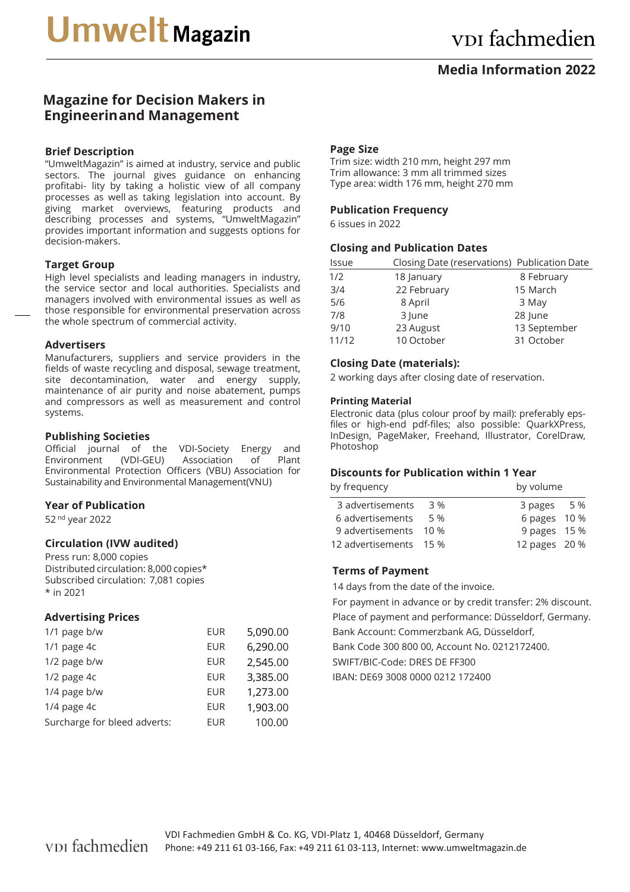# Umwelt Magazin

vdi fachmedien

## Media Information 2022

## Magazine for Decision Makers in Engineerinand Management

### Brief Description

"UmweltMagazin" is aimed at industry, service and public sectors. The journal gives guidance on enhancing profitabi- lity by taking a holistic view of all company processes as well as taking legislation into account. By giving market overviews, featuring products and describing processes and systems, "UmweltMagazin" provides important information and suggests options for decision-makers.

### Target Group

High level specialists and leading managers in industry, the service sector and local authorities. Specialists and managers involved with environmental issues as well as those responsible for environmental preservation across the whole spectrum of commercial activity.

### Advertisers

Manufacturers, suppliers and service providers in the fields of waste recycling and disposal, sewage treatment, site decontamination, water and energy supply, maintenance of air purity and noise abatement, pumps and compressors as well as measurement and control systems.

### Publishing Societies

Official journal of the VDI-Society Energy and Environment (VDI-GEU) Association of Plant Environmental Protection Officers (VBU) Association for Sustainability and Environmental Management(VNU)

### Year of Publication

52 nd year 2022

### Circulation (IVW audited)

Press run: 8,000 copies
Distributed circulation: 8,000 copies*
Subscribed circulation: 7,081 copies
\* in 2021

### Advertising Prices

| | | |
|---|---|---|
| 1/1 page b/w | EUR | 5,090.00 |
| 1/1 page 4c | EUR | 6,290.00 |
| 1/2 page b/w | EUR | 2,545.00 |
| 1/2 page 4c | EUR | 3,385.00 |
| 1/4 page b/w | EUR | 1,273.00 |
| 1/4 page 4c | EUR | 1,903.00 |
| Surcharge for bleed adverts: | EUR | 100.00 |

### Page Size

Trim size: width 210 mm, height 297 mm
Trim allowance: 3 mm all trimmed sizes
Type area: width 176 mm, height 270 mm

### Publication Frequency

6 issues in 2022

### Closing and Publication Dates

| Issue | Closing Date (reservations) | Publication Date |
|---|---|---|
| 1/2 | 18 January | 8 February |
| 3/4 | 22 February | 15 March |
| 5/6 | 8 April | 3 May |
| 7/8 | 3 June | 28 June |
| 9/10 | 23 August | 13 September |
| 11/12 | 10 October | 31 October |

### Closing Date (materials):

2 working days after closing date of reservation.

#### Printing Material

Electronic data (plus colour proof by mail): preferably eps-files or high-end pdf-files; also possible: QuarkXPress, InDesign, PageMaker, Freehand, Illustrator, CorelDraw, Photoshop

### Discounts for Publication within 1 Year

| by frequency | | by volume | |
|---|---|---|---|
| 3 advertisements | 3 % | 3 pages | 5 % |
| 6 advertisements | 5 % | 6 pages | 10 % |
| 9 advertisements | 10 % | 9 pages | 15 % |
| 12 advertisements | 15 % | 12 pages | 20 % |

### Terms of Payment

14 days from the date of the invoice.

For payment in advance or by credit transfer: 2% discount.

Place of payment and performance: Düsseldorf, Germany.

Bank Account: Commerzbank AG, Düsseldorf,

Bank Code 300 800 00, Account No. 0212172400.

SWIFT/BIC-Code: DRES DE FF300

IBAN: DE69 3008 0000 0212 172400

vdi fachmedien

VDI Fachmedien GmbH & Co. KG, VDI-Platz 1, 40468 Düsseldorf, Germany
Phone: +49 211 61 03-166, Fax: +49 211 61 03-113, Internet: www.umweltmagazin.de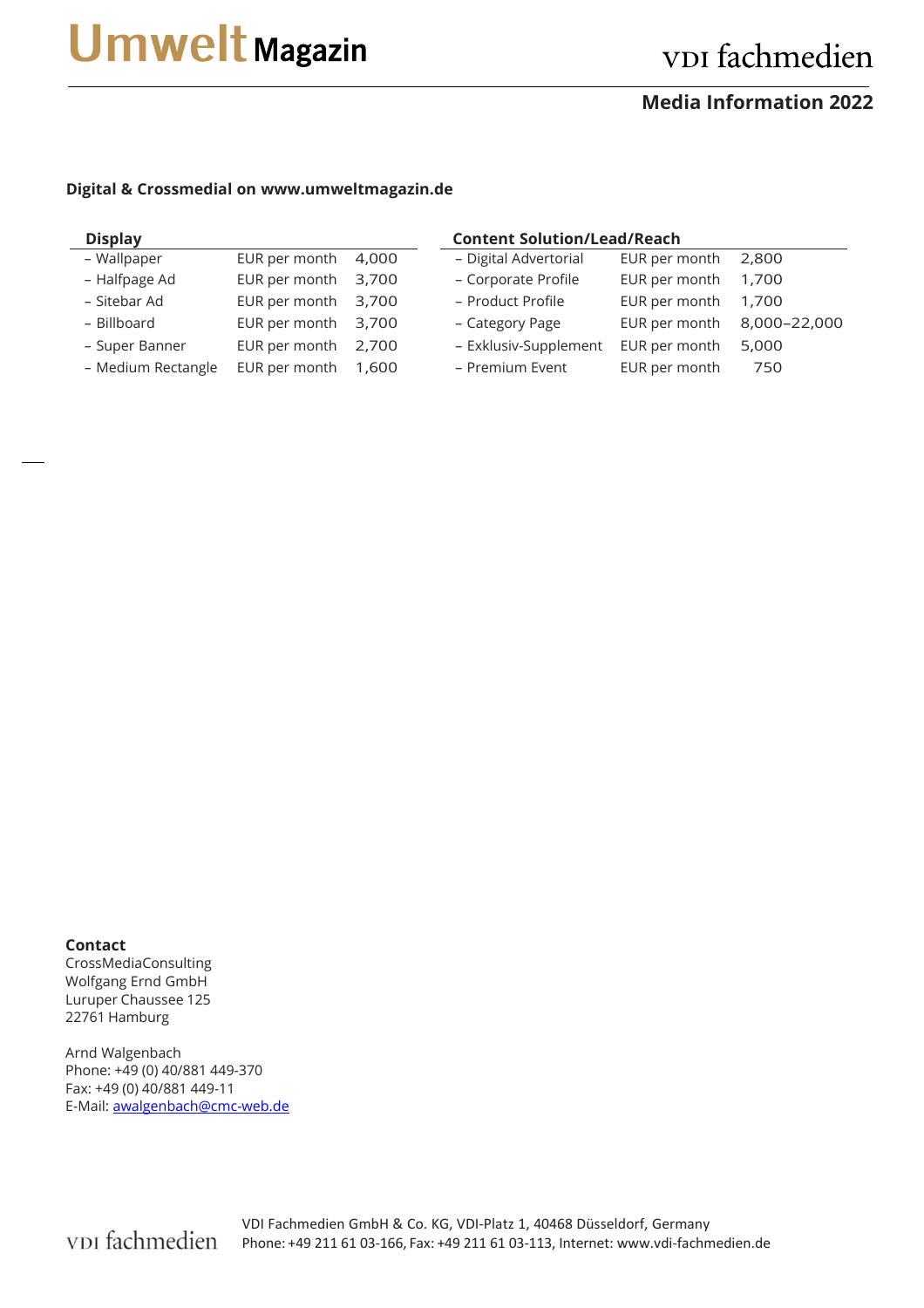### Digital & Crossmedial on www.umweltmagazin.de

| Display | | |
|---|---|---|
| – Wallpaper | EUR per month | 4,000 |
| – Halfpage Ad | EUR per month | 3,700 |
| – Sitebar Ad | EUR per month | 3,700 |
| – Billboard | EUR per month | 3,700 |
| – Super Banner | EUR per month | 2,700 |
| – Medium Rectangle | EUR per month | 1,600 |

| Content Solution/Lead/Reach | | |
|---|---|---|
| – Digital Advertorial | EUR per month | 2,800 |
| – Corporate Profile | EUR per month | 1,700 |
| – Product Profile | EUR per month | 1,700 |
| – Category Page | EUR per month | 8,000–22,000 |
| – Exklusiv-Supplement | EUR per month | 5,000 |
| – Premium Event | EUR per month | 750 |

**Contact**
CrossMediaConsulting
Wolfgang Ernd GmbH
Luruper Chaussee 125
22761 Hamburg

Arnd Walgenbach
Phone: +49 (0) 40/881 449-370
Fax: +49 (0) 40/881 449-11
E-Mail: awalgenbach@cmc-web.de

VDI Fachmedien GmbH & Co. KG, VDI-Platz 1, 40468 Düsseldorf, Germany
Phone: +49 211 61 03-166, Fax: +49 211 61 03-113, Internet: www.vdi-fachmedien.de